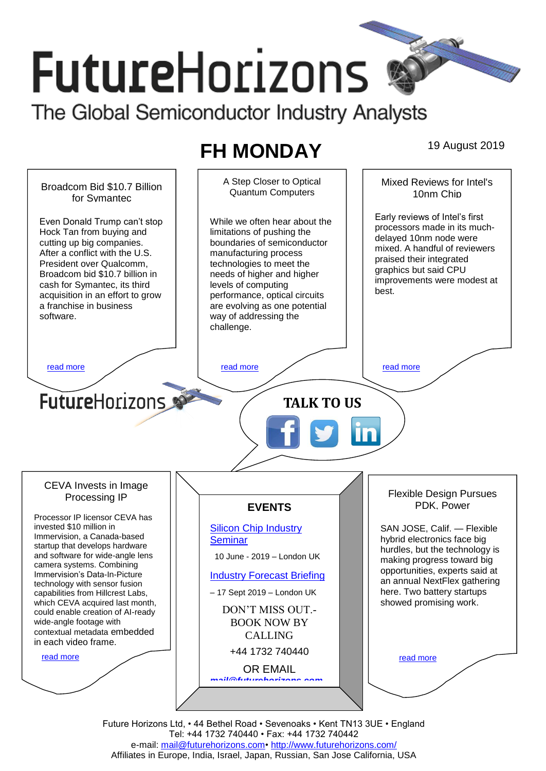# FutureHorizons

The Global Semiconductor Industry Analysts

## FH MONDAY

19 August 2019

### Broadcom Bid $10.7 Billion for Symantec

Even Donald Trump can't stop Hock Tan from buying and cutting up big companies. After a conflict with the U.S. President over Qualcomm, Broadcom bid $10.7 billion in cash for Symantec, its third acquisition in an effort to grow a franchise in business software.

read more

### A Step Closer to Optical Quantum Computers

While we often hear about the limitations of pushing the boundaries of semiconductor manufacturing process technologies to meet the needs of higher and higher levels of computing performance, optical circuits are evolving as one potential way of addressing the challenge.

read more

### Mixed Reviews for Intel's 10nm Chip

Early reviews of Intel's first processors made in its much-delayed 10nm node were mixed. A handful of reviewers praised their integrated graphics but said CPU improvements were modest at best.

read more

FutureHorizons

**TALK TO US**

### CEVA Invests in Image Processing IP

Processor IP licensor CEVA has invested $10 million in Immervision, a Canada-based startup that develops hardware and software for wide-angle lens camera systems. Combining Immervision's Data-In-Picture technology with sensor fusion capabilities from Hillcrest Labs, which CEVA acquired last month, could enable creation of AI-ready wide-angle footage with contextual metadata embedded in each video frame.

read more

### EVENTS

Silicon Chip Industry Seminar

10 June - 2019 – London UK

Industry Forecast Briefing

– 17 Sept 2019 – London UK

DON'T MISS OUT.- BOOK NOW BY CALLING

+44 1732 740440

OR EMAIL

mail@futurehorizons.com

### Flexible Design Pursues PDK, Power

SAN JOSE, Calif. — Flexible hybrid electronics face big hurdles, but the technology is making progress toward big opportunities, experts said at an annual NextFlex gathering here. Two battery startups showed promising work.

read more

Future Horizons Ltd, • 44 Bethel Road • Sevenoaks • Kent TN13 3UE • England
Tel: +44 1732 740440 • Fax: +44 1732 740442
e-mail: mail@futurehorizons.com• http://www.futurehorizons.com/
Affiliates in Europe, India, Israel, Japan, Russian, San Jose California, USA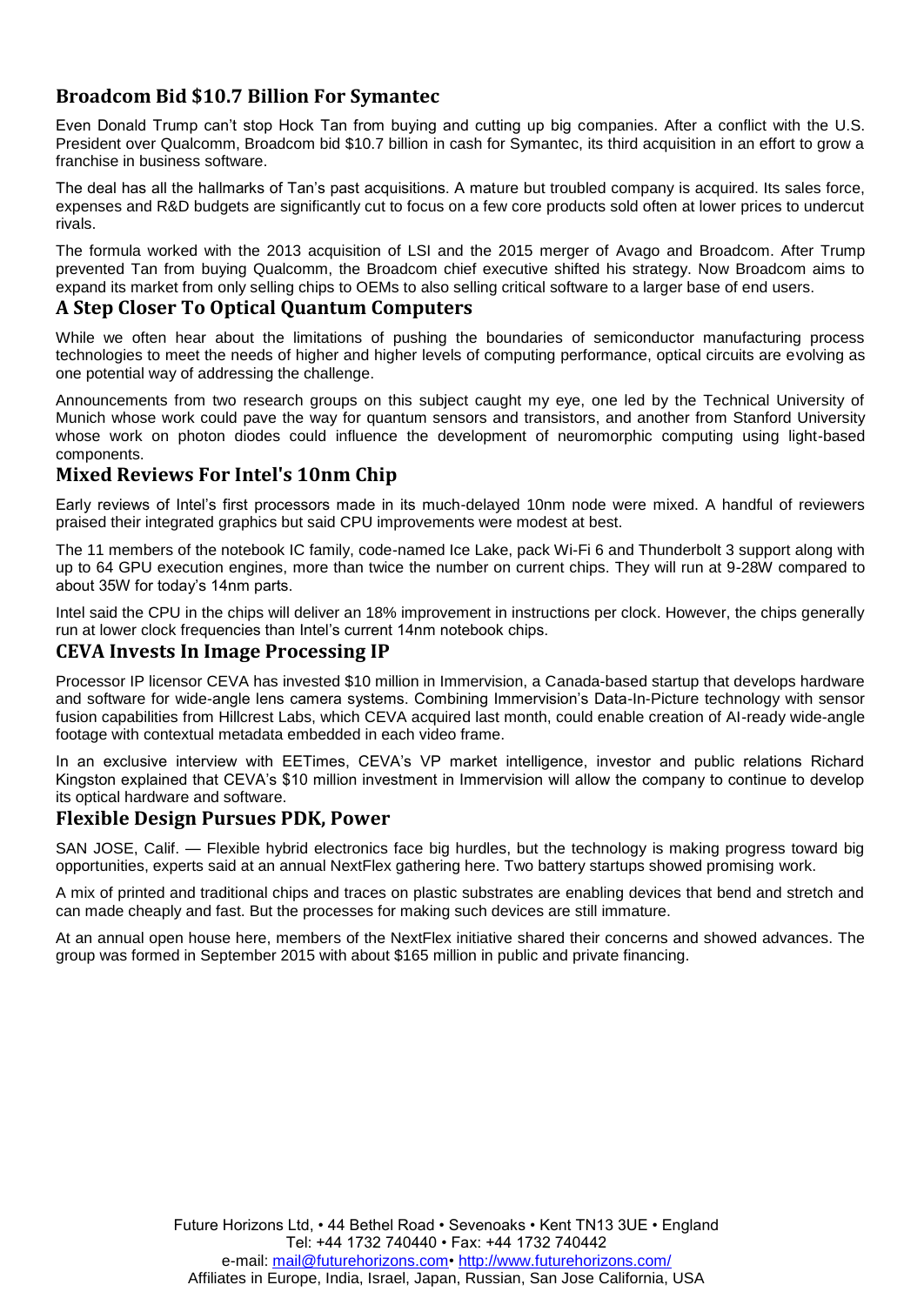## Broadcom Bid $10.7 Billion For Symantec

Even Donald Trump can't stop Hock Tan from buying and cutting up big companies. After a conflict with the U.S. President over Qualcomm, Broadcom bid $10.7 billion in cash for Symantec, its third acquisition in an effort to grow a franchise in business software.

The deal has all the hallmarks of Tan's past acquisitions. A mature but troubled company is acquired. Its sales force, expenses and R&D budgets are significantly cut to focus on a few core products sold often at lower prices to undercut rivals.

The formula worked with the 2013 acquisition of LSI and the 2015 merger of Avago and Broadcom. After Trump prevented Tan from buying Qualcomm, the Broadcom chief executive shifted his strategy. Now Broadcom aims to expand its market from only selling chips to OEMs to also selling critical software to a larger base of end users.

## A Step Closer To Optical Quantum Computers

While we often hear about the limitations of pushing the boundaries of semiconductor manufacturing process technologies to meet the needs of higher and higher levels of computing performance, optical circuits are evolving as one potential way of addressing the challenge.

Announcements from two research groups on this subject caught my eye, one led by the Technical University of Munich whose work could pave the way for quantum sensors and transistors, and another from Stanford University whose work on photon diodes could influence the development of neuromorphic computing using light-based components.

## Mixed Reviews For Intel's 10nm Chip

Early reviews of Intel's first processors made in its much-delayed 10nm node were mixed. A handful of reviewers praised their integrated graphics but said CPU improvements were modest at best.

The 11 members of the notebook IC family, code-named Ice Lake, pack Wi-Fi 6 and Thunderbolt 3 support along with up to 64 GPU execution engines, more than twice the number on current chips. They will run at 9-28W compared to about 35W for today's 14nm parts.

Intel said the CPU in the chips will deliver an 18% improvement in instructions per clock. However, the chips generally run at lower clock frequencies than Intel's current 14nm notebook chips.

## CEVA Invests In Image Processing IP

Processor IP licensor CEVA has invested $10 million in Immervision, a Canada-based startup that develops hardware and software for wide-angle lens camera systems. Combining Immervision's Data-In-Picture technology with sensor fusion capabilities from Hillcrest Labs, which CEVA acquired last month, could enable creation of AI-ready wide-angle footage with contextual metadata embedded in each video frame.

In an exclusive interview with EETimes, CEVA's VP market intelligence, investor and public relations Richard Kingston explained that CEVA's $10 million investment in Immervision will allow the company to continue to develop its optical hardware and software.

## Flexible Design Pursues PDK, Power

SAN JOSE, Calif. — Flexible hybrid electronics face big hurdles, but the technology is making progress toward big opportunities, experts said at an annual NextFlex gathering here. Two battery startups showed promising work.

A mix of printed and traditional chips and traces on plastic substrates are enabling devices that bend and stretch and can made cheaply and fast. But the processes for making such devices are still immature.

At an annual open house here, members of the NextFlex initiative shared their concerns and showed advances. The group was formed in September 2015 with about $165 million in public and private financing.